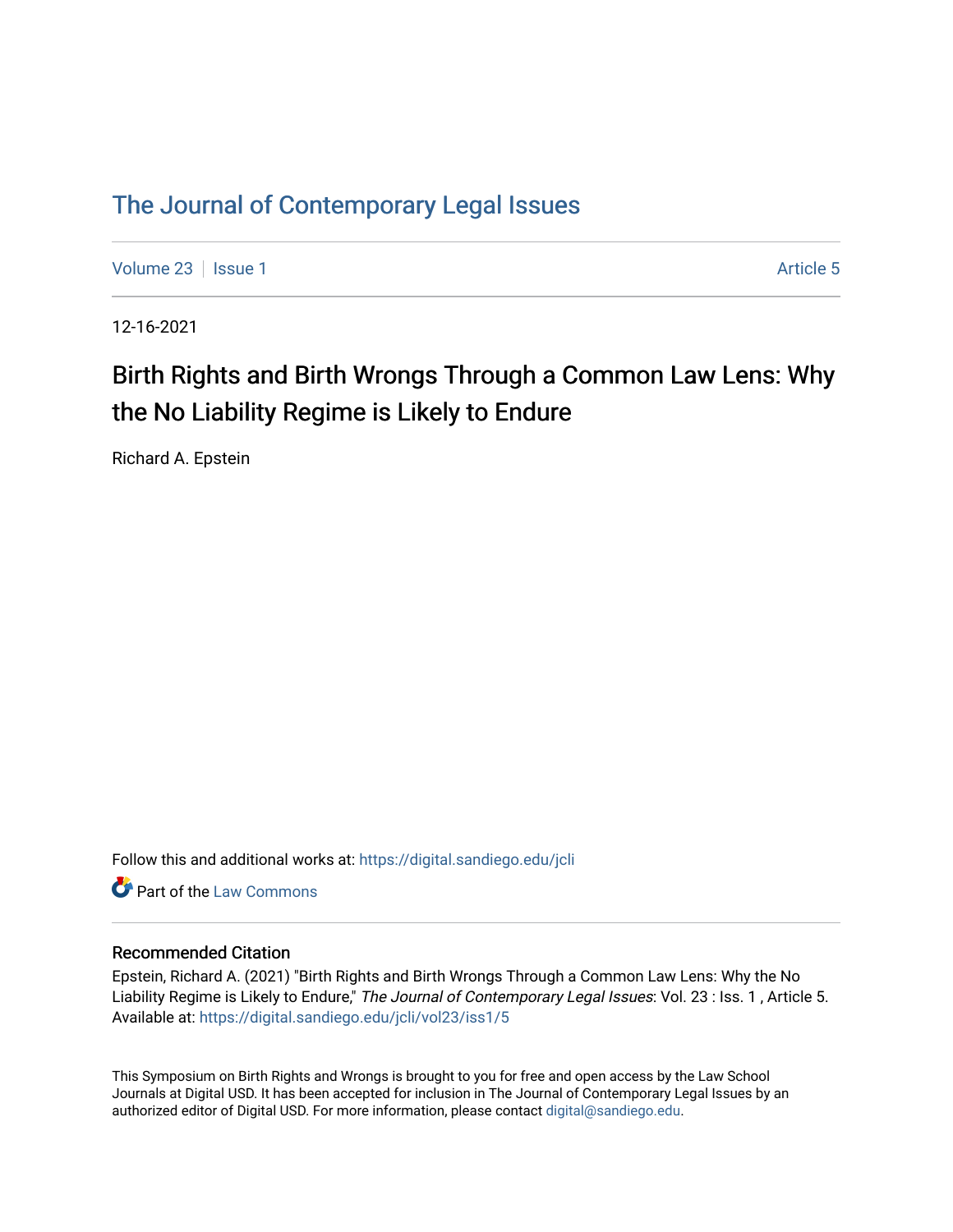# The Journal of Contemporary Legal Issues

Volume 23 | Issue 1 | Article 5

12-16-2021

## Birth Rights and Birth Wrongs Through a Common Law Lens: Why the No Liability Regime is Likely to Endure

Richard A. Epstein

Follow this and additional works at: https://digital.sandiego.edu/jcli

Part of the Law Commons

### Recommended Citation

Epstein, Richard A. (2021) "Birth Rights and Birth Wrongs Through a Common Law Lens: Why the No Liability Regime is Likely to Endure," *The Journal of Contemporary Legal Issues*: Vol. 23 : Iss. 1 , Article 5. Available at: https://digital.sandiego.edu/jcli/vol23/iss1/5

This Symposium on Birth Rights and Wrongs is brought to you for free and open access by the Law School Journals at Digital USD. It has been accepted for inclusion in The Journal of Contemporary Legal Issues by an authorized editor of Digital USD. For more information, please contact digital@sandiego.edu.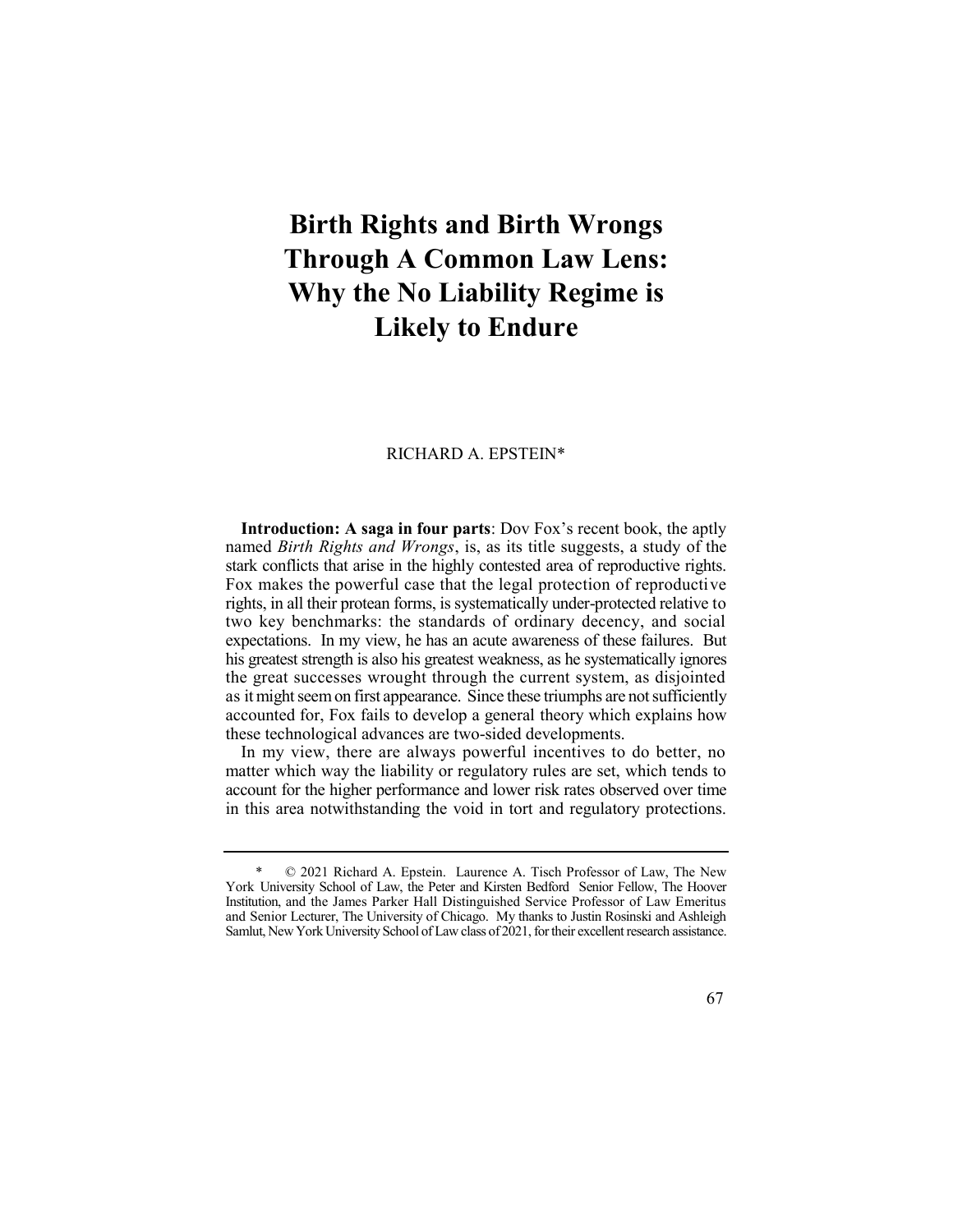# Birth Rights and Birth Wrongs Through A Common Law Lens: Why the No Liability Regime is Likely to Endure

RICHARD A. EPSTEIN*

**Introduction: A saga in four parts**: Dov Fox's recent book, the aptly named *Birth Rights and Wrongs*, is, as its title suggests, a study of the stark conflicts that arise in the highly contested area of reproductive rights. Fox makes the powerful case that the legal protection of reproductive rights, in all their protean forms, is systematically under-protected relative to two key benchmarks: the standards of ordinary decency, and social expectations. In my view, he has an acute awareness of these failures. But his greatest strength is also his greatest weakness, as he systematically ignores the great successes wrought through the current system, as disjointed as it might seem on first appearance. Since these triumphs are not sufficiently accounted for, Fox fails to develop a general theory which explains how these technological advances are two-sided developments.

In my view, there are always powerful incentives to do better, no matter which way the liability or regulatory rules are set, which tends to account for the higher performance and lower risk rates observed over time in this area notwithstanding the void in tort and regulatory protections.

---

\* © 2021 Richard A. Epstein. Laurence A. Tisch Professor of Law, The New York University School of Law, the Peter and Kirsten Bedford Senior Fellow, The Hoover Institution, and the James Parker Hall Distinguished Service Professor of Law Emeritus and Senior Lecturer, The University of Chicago. My thanks to Justin Rosinski and Ashleigh Samlut, New York University School of Law class of 2021, for their excellent research assistance.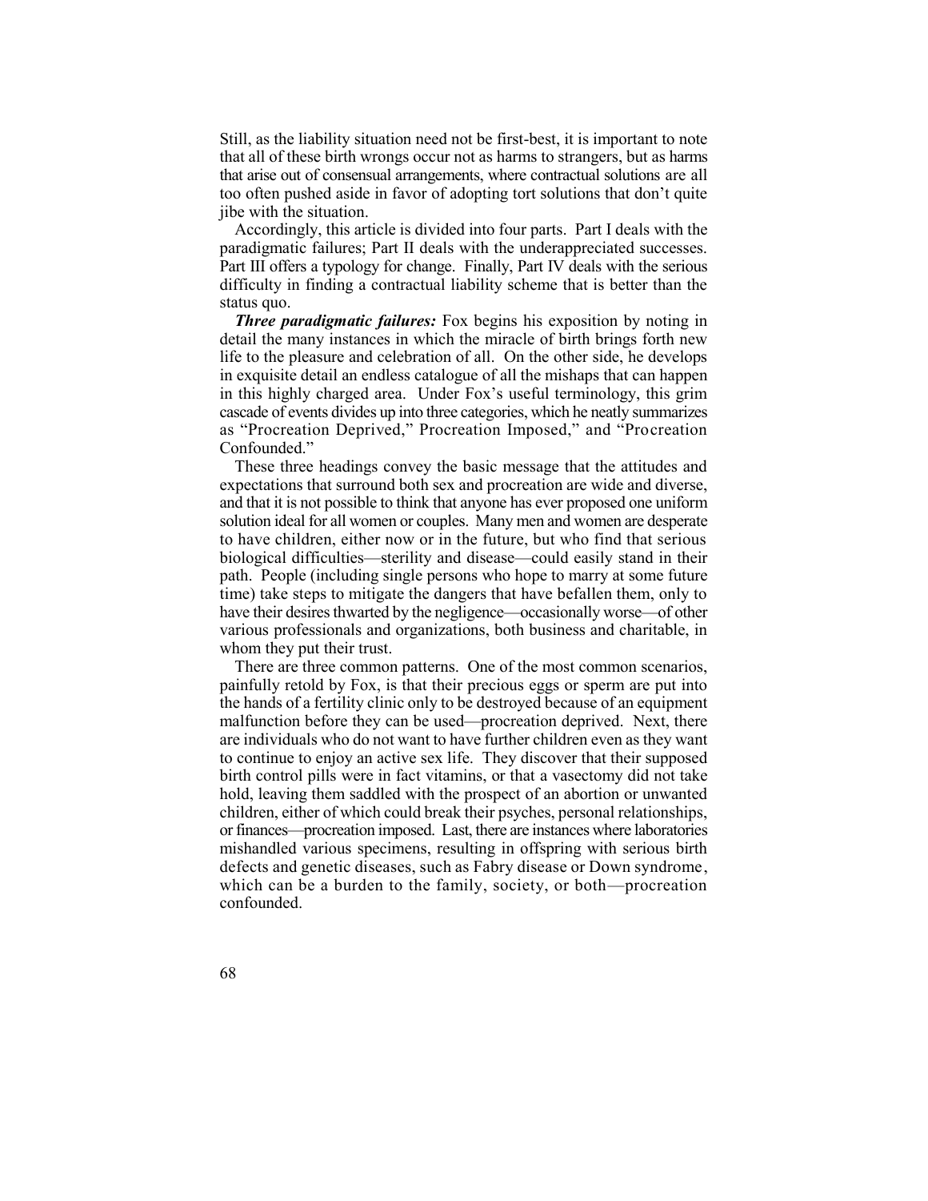Still, as the liability situation need not be first-best, it is important to note that all of these birth wrongs occur not as harms to strangers, but as harms that arise out of consensual arrangements, where contractual solutions are all too often pushed aside in favor of adopting tort solutions that don't quite jibe with the situation.

Accordingly, this article is divided into four parts. Part I deals with the paradigmatic failures; Part II deals with the underappreciated successes. Part III offers a typology for change. Finally, Part IV deals with the serious difficulty in finding a contractual liability scheme that is better than the status quo.

***Three paradigmatic failures:*** Fox begins his exposition by noting in detail the many instances in which the miracle of birth brings forth new life to the pleasure and celebration of all. On the other side, he develops in exquisite detail an endless catalogue of all the mishaps that can happen in this highly charged area. Under Fox's useful terminology, this grim cascade of events divides up into three categories, which he neatly summarizes as "Procreation Deprived," Procreation Imposed," and "Procreation Confounded."

These three headings convey the basic message that the attitudes and expectations that surround both sex and procreation are wide and diverse, and that it is not possible to think that anyone has ever proposed one uniform solution ideal for all women or couples. Many men and women are desperate to have children, either now or in the future, but who find that serious biological difficulties—sterility and disease—could easily stand in their path. People (including single persons who hope to marry at some future time) take steps to mitigate the dangers that have befallen them, only to have their desires thwarted by the negligence—occasionally worse—of other various professionals and organizations, both business and charitable, in whom they put their trust.

There are three common patterns. One of the most common scenarios, painfully retold by Fox, is that their precious eggs or sperm are put into the hands of a fertility clinic only to be destroyed because of an equipment malfunction before they can be used—procreation deprived. Next, there are individuals who do not want to have further children even as they want to continue to enjoy an active sex life. They discover that their supposed birth control pills were in fact vitamins, or that a vasectomy did not take hold, leaving them saddled with the prospect of an abortion or unwanted children, either of which could break their psyches, personal relationships, or finances—procreation imposed. Last, there are instances where laboratories mishandled various specimens, resulting in offspring with serious birth defects and genetic diseases, such as Fabry disease or Down syndrome, which can be a burden to the family, society, or both—procreation confounded.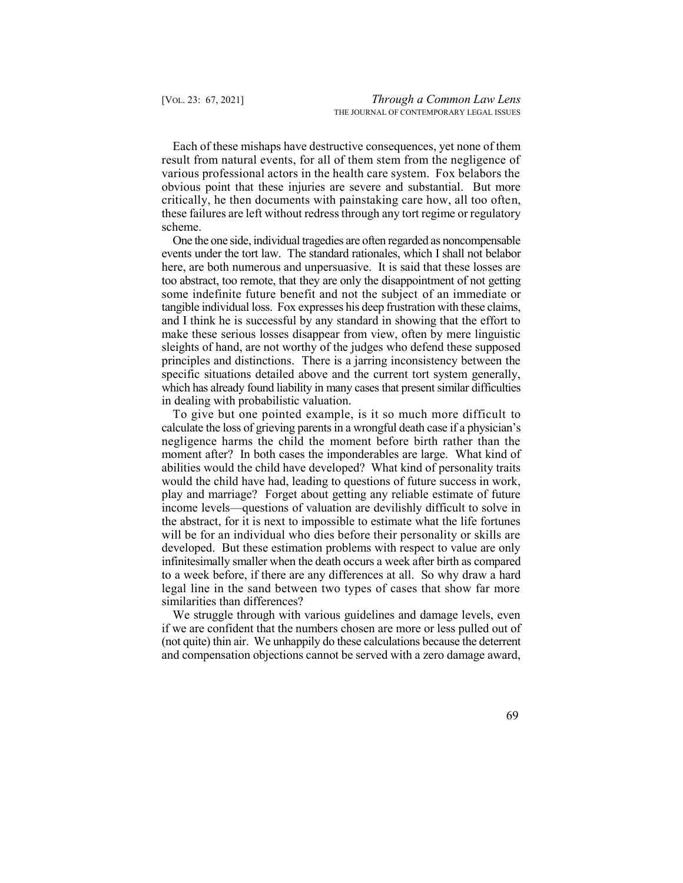Each of these mishaps have destructive consequences, yet none of them result from natural events, for all of them stem from the negligence of various professional actors in the health care system. Fox belabors the obvious point that these injuries are severe and substantial. But more critically, he then documents with painstaking care how, all too often, these failures are left without redress through any tort regime or regulatory scheme.

One the one side, individual tragedies are often regarded as noncompensable events under the tort law. The standard rationales, which I shall not belabor here, are both numerous and unpersuasive. It is said that these losses are too abstract, too remote, that they are only the disappointment of not getting some indefinite future benefit and not the subject of an immediate or tangible individual loss. Fox expresses his deep frustration with these claims, and I think he is successful by any standard in showing that the effort to make these serious losses disappear from view, often by mere linguistic sleights of hand, are not worthy of the judges who defend these supposed principles and distinctions. There is a jarring inconsistency between the specific situations detailed above and the current tort system generally, which has already found liability in many cases that present similar difficulties in dealing with probabilistic valuation.

To give but one pointed example, is it so much more difficult to calculate the loss of grieving parents in a wrongful death case if a physician's negligence harms the child the moment before birth rather than the moment after? In both cases the imponderables are large. What kind of abilities would the child have developed? What kind of personality traits would the child have had, leading to questions of future success in work, play and marriage? Forget about getting any reliable estimate of future income levels—questions of valuation are devilishly difficult to solve in the abstract, for it is next to impossible to estimate what the life fortunes will be for an individual who dies before their personality or skills are developed. But these estimation problems with respect to value are only infinitesimally smaller when the death occurs a week after birth as compared to a week before, if there are any differences at all. So why draw a hard legal line in the sand between two types of cases that show far more similarities than differences?

We struggle through with various guidelines and damage levels, even if we are confident that the numbers chosen are more or less pulled out of (not quite) thin air. We unhappily do these calculations because the deterrent and compensation objections cannot be served with a zero damage award,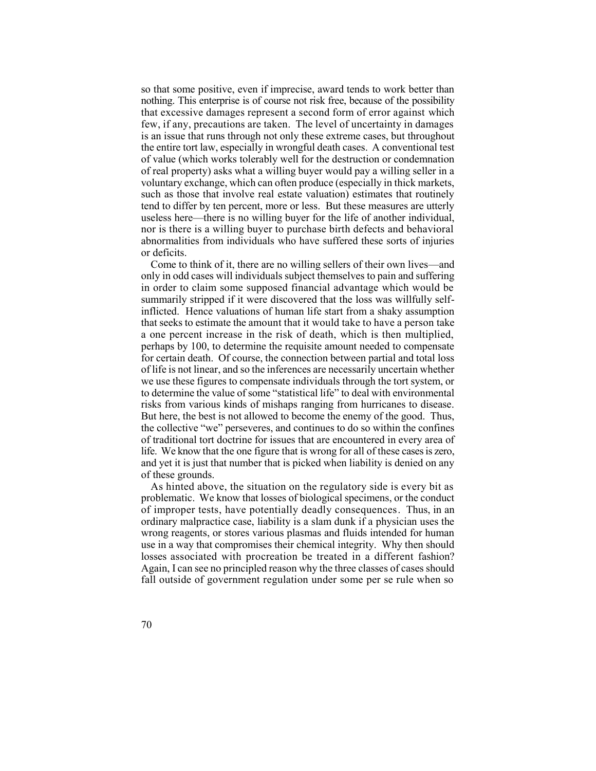so that some positive, even if imprecise, award tends to work better than nothing. This enterprise is of course not risk free, because of the possibility that excessive damages represent a second form of error against which few, if any, precautions are taken. The level of uncertainty in damages is an issue that runs through not only these extreme cases, but throughout the entire tort law, especially in wrongful death cases. A conventional test of value (which works tolerably well for the destruction or condemnation of real property) asks what a willing buyer would pay a willing seller in a voluntary exchange, which can often produce (especially in thick markets, such as those that involve real estate valuation) estimates that routinely tend to differ by ten percent, more or less. But these measures are utterly useless here—there is no willing buyer for the life of another individual, nor is there a willing buyer to purchase birth defects and behavioral abnormalities from individuals who have suffered these sorts of injuries or deficits.

Come to think of it, there are no willing sellers of their own lives—and only in odd cases will individuals subject themselves to pain and suffering in order to claim some supposed financial advantage which would be summarily stripped if it were discovered that the loss was willfully self-inflicted. Hence valuations of human life start from a shaky assumption that seeks to estimate the amount that it would take to have a person take a one percent increase in the risk of death, which is then multiplied, perhaps by 100, to determine the requisite amount needed to compensate for certain death. Of course, the connection between partial and total loss of life is not linear, and so the inferences are necessarily uncertain whether we use these figures to compensate individuals through the tort system, or to determine the value of some "statistical life" to deal with environmental risks from various kinds of mishaps ranging from hurricanes to disease. But here, the best is not allowed to become the enemy of the good. Thus, the collective "we" perseveres, and continues to do so within the confines of traditional tort doctrine for issues that are encountered in every area of life. We know that the one figure that is wrong for all of these cases is zero, and yet it is just that number that is picked when liability is denied on any of these grounds.

As hinted above, the situation on the regulatory side is every bit as problematic. We know that losses of biological specimens, or the conduct of improper tests, have potentially deadly consequences. Thus, in an ordinary malpractice case, liability is a slam dunk if a physician uses the wrong reagents, or stores various plasmas and fluids intended for human use in a way that compromises their chemical integrity. Why then should losses associated with procreation be treated in a different fashion? Again, I can see no principled reason why the three classes of cases should fall outside of government regulation under some per se rule when so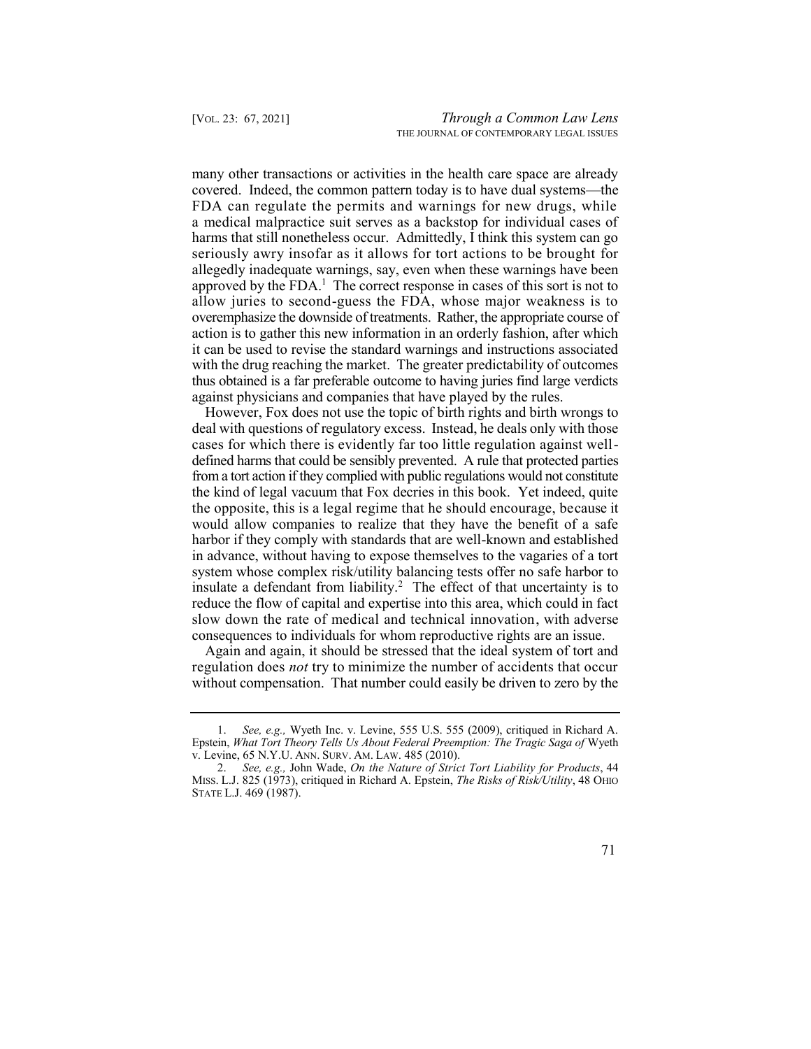many other transactions or activities in the health care space are already covered. Indeed, the common pattern today is to have dual systems—the FDA can regulate the permits and warnings for new drugs, while a medical malpractice suit serves as a backstop for individual cases of harms that still nonetheless occur. Admittedly, I think this system can go seriously awry insofar as it allows for tort actions to be brought for allegedly inadequate warnings, say, even when these warnings have been approved by the FDA.[1] The correct response in cases of this sort is not to allow juries to second-guess the FDA, whose major weakness is to overemphasize the downside of treatments. Rather, the appropriate course of action is to gather this new information in an orderly fashion, after which it can be used to revise the standard warnings and instructions associated with the drug reaching the market. The greater predictability of outcomes thus obtained is a far preferable outcome to having juries find large verdicts against physicians and companies that have played by the rules.

However, Fox does not use the topic of birth rights and birth wrongs to deal with questions of regulatory excess. Instead, he deals only with those cases for which there is evidently far too little regulation against well-defined harms that could be sensibly prevented. A rule that protected parties from a tort action if they complied with public regulations would not constitute the kind of legal vacuum that Fox decries in this book. Yet indeed, quite the opposite, this is a legal regime that he should encourage, because it would allow companies to realize that they have the benefit of a safe harbor if they comply with standards that are well-known and established in advance, without having to expose themselves to the vagaries of a tort system whose complex risk/utility balancing tests offer no safe harbor to insulate a defendant from liability.[2] The effect of that uncertainty is to reduce the flow of capital and expertise into this area, which could in fact slow down the rate of medical and technical innovation, with adverse consequences to individuals for whom reproductive rights are an issue.

Again and again, it should be stressed that the ideal system of tort and regulation does *not* try to minimize the number of accidents that occur without compensation. That number could easily be driven to zero by the

---

1. *See, e.g.,* Wyeth Inc. v. Levine, 555 U.S. 555 (2009), critiqued in Richard A. Epstein, *What Tort Theory Tells Us About Federal Preemption: The Tragic Saga of* Wyeth v. Levine, 65 N.Y.U. ANN. SURV. AM. LAW. 485 (2010).

2. *See, e.g.,* John Wade, *On the Nature of Strict Tort Liability for Products*, 44 MISS. L.J. 825 (1973), critiqued in Richard A. Epstein, *The Risks of Risk/Utility*, 48 OHIO STATE L.J. 469 (1987).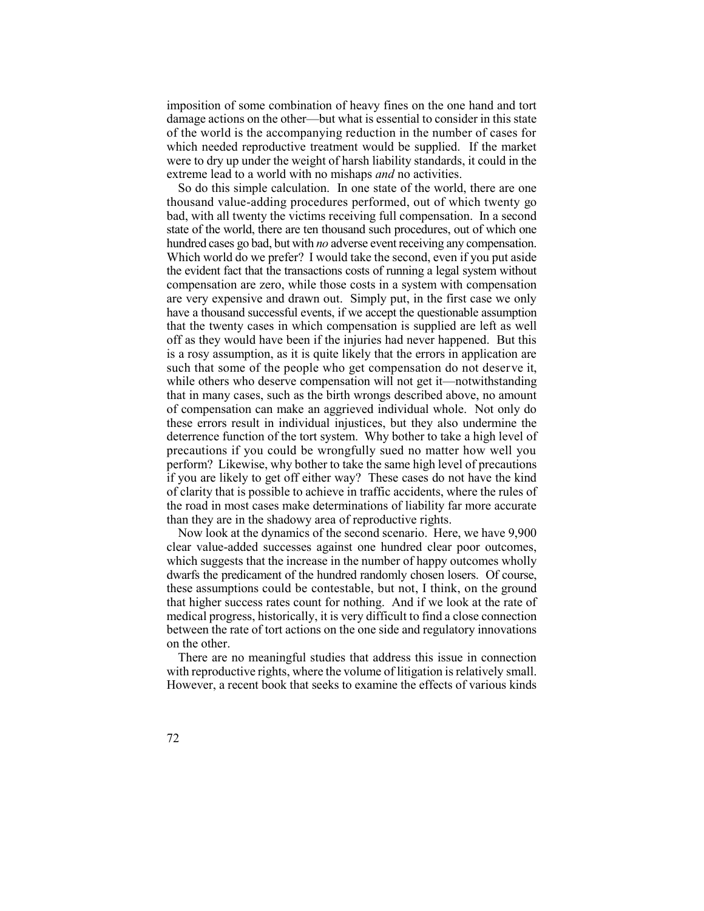imposition of some combination of heavy fines on the one hand and tort damage actions on the other—but what is essential to consider in this state of the world is the accompanying reduction in the number of cases for which needed reproductive treatment would be supplied. If the market were to dry up under the weight of harsh liability standards, it could in the extreme lead to a world with no mishaps *and* no activities.

So do this simple calculation. In one state of the world, there are one thousand value-adding procedures performed, out of which twenty go bad, with all twenty the victims receiving full compensation. In a second state of the world, there are ten thousand such procedures, out of which one hundred cases go bad, but with *no* adverse event receiving any compensation. Which world do we prefer? I would take the second, even if you put aside the evident fact that the transactions costs of running a legal system without compensation are zero, while those costs in a system with compensation are very expensive and drawn out. Simply put, in the first case we only have a thousand successful events, if we accept the questionable assumption that the twenty cases in which compensation is supplied are left as well off as they would have been if the injuries had never happened. But this is a rosy assumption, as it is quite likely that the errors in application are such that some of the people who get compensation do not deserve it, while others who deserve compensation will not get it—notwithstanding that in many cases, such as the birth wrongs described above, no amount of compensation can make an aggrieved individual whole. Not only do these errors result in individual injustices, but they also undermine the deterrence function of the tort system. Why bother to take a high level of precautions if you could be wrongfully sued no matter how well you perform? Likewise, why bother to take the same high level of precautions if you are likely to get off either way? These cases do not have the kind of clarity that is possible to achieve in traffic accidents, where the rules of the road in most cases make determinations of liability far more accurate than they are in the shadowy area of reproductive rights.

Now look at the dynamics of the second scenario. Here, we have 9,900 clear value-added successes against one hundred clear poor outcomes, which suggests that the increase in the number of happy outcomes wholly dwarfs the predicament of the hundred randomly chosen losers. Of course, these assumptions could be contestable, but not, I think, on the ground that higher success rates count for nothing. And if we look at the rate of medical progress, historically, it is very difficult to find a close connection between the rate of tort actions on the one side and regulatory innovations on the other.

There are no meaningful studies that address this issue in connection with reproductive rights, where the volume of litigation is relatively small. However, a recent book that seeks to examine the effects of various kinds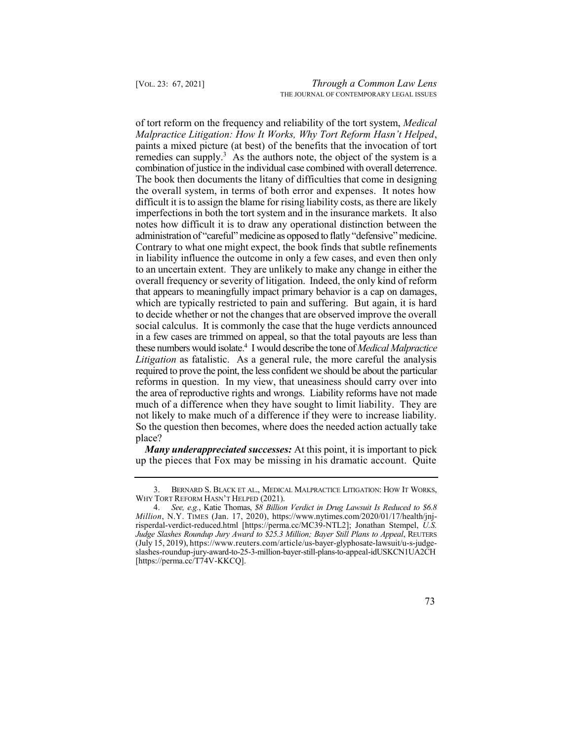of tort reform on the frequency and reliability of the tort system, *Medical Malpractice Litigation: How It Works, Why Tort Reform Hasn't Helped*, paints a mixed picture (at best) of the benefits that the invocation of tort remedies can supply.[3] As the authors note, the object of the system is a combination of justice in the individual case combined with overall deterrence. The book then documents the litany of difficulties that come in designing the overall system, in terms of both error and expenses. It notes how difficult it is to assign the blame for rising liability costs, as there are likely imperfections in both the tort system and in the insurance markets. It also notes how difficult it is to draw any operational distinction between the administration of "careful" medicine as opposed to flatly "defensive" medicine. Contrary to what one might expect, the book finds that subtle refinements in liability influence the outcome in only a few cases, and even then only to an uncertain extent. They are unlikely to make any change in either the overall frequency or severity of litigation. Indeed, the only kind of reform that appears to meaningfully impact primary behavior is a cap on damages, which are typically restricted to pain and suffering. But again, it is hard to decide whether or not the changes that are observed improve the overall social calculus. It is commonly the case that the huge verdicts announced in a few cases are trimmed on appeal, so that the total payouts are less than these numbers would isolate.[4] I would describe the tone of *Medical Malpractice Litigation* as fatalistic. As a general rule, the more careful the analysis required to prove the point, the less confident we should be about the particular reforms in question. In my view, that uneasiness should carry over into the area of reproductive rights and wrongs. Liability reforms have not made much of a difference when they have sought to limit liability. They are not likely to make much of a difference if they were to increase liability. So the question then becomes, where does the needed action actually take place?

***Many underappreciated successes:*** At this point, it is important to pick up the pieces that Fox may be missing in his dramatic account. Quite

3. BERNARD S. BLACK ET AL., MEDICAL MALPRACTICE LITIGATION: HOW IT WORKS, WHY TORT REFORM HASN'T HELPED (2021).

4. *See, e.g.*, Katie Thomas, *$8 Billion Verdict in Drug Lawsuit Is Reduced to $6.8 Million*, N.Y. TIMES (Jan. 17, 2020), https://www.nytimes.com/2020/01/17/health/jnj-risperdal-verdict-reduced.html [https://perma.cc/MC39-NTL2]; Jonathan Stempel, *U.S. Judge Slashes Roundup Jury Award to $25.3 Million; Bayer Still Plans to Appeal*, REUTERS (July 15, 2019), https://www.reuters.com/article/us-bayer-glyphosate-lawsuit/u-s-judge-slashes-roundup-jury-award-to-25-3-million-bayer-still-plans-to-appeal-idUSKCN1UA2CH [https://perma.cc/T74V-KKCQ].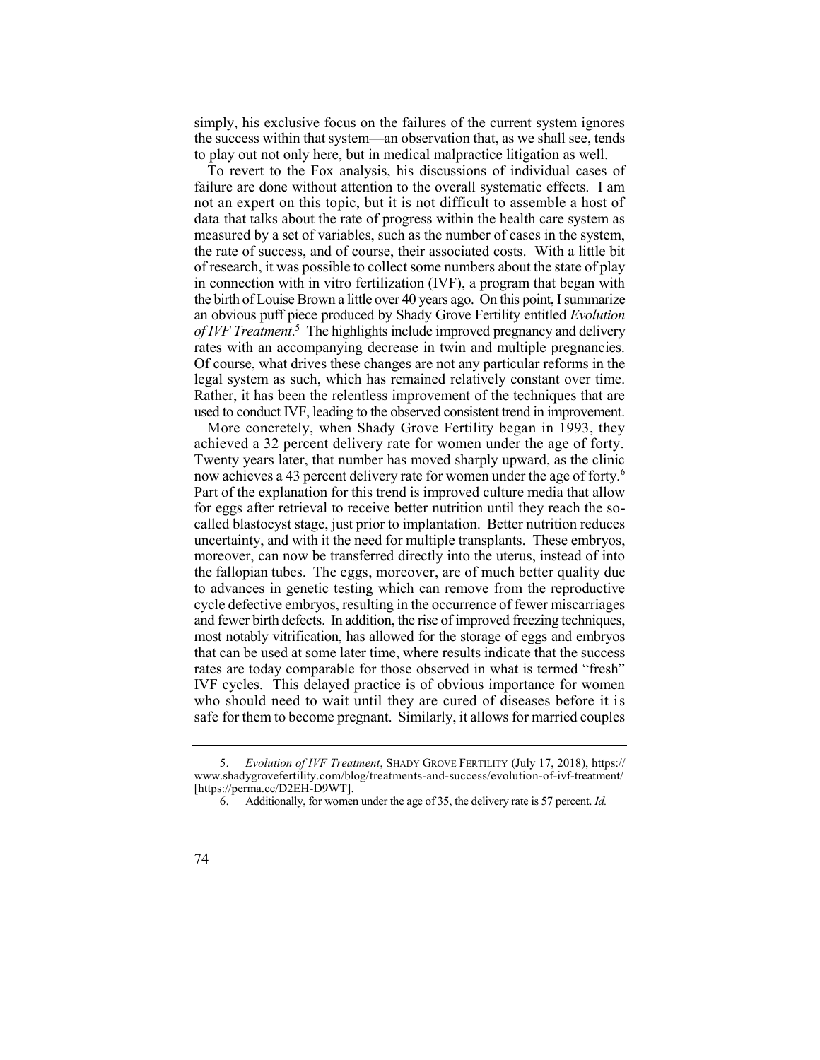simply, his exclusive focus on the failures of the current system ignores the success within that system—an observation that, as we shall see, tends to play out not only here, but in medical malpractice litigation as well.

To revert to the Fox analysis, his discussions of individual cases of failure are done without attention to the overall systematic effects. I am not an expert on this topic, but it is not difficult to assemble a host of data that talks about the rate of progress within the health care system as measured by a set of variables, such as the number of cases in the system, the rate of success, and of course, their associated costs. With a little bit of research, it was possible to collect some numbers about the state of play in connection with in vitro fertilization (IVF), a program that began with the birth of Louise Brown a little over 40 years ago. On this point, I summarize an obvious puff piece produced by Shady Grove Fertility entitled *Evolution of IVF Treatment*.[5] The highlights include improved pregnancy and delivery rates with an accompanying decrease in twin and multiple pregnancies. Of course, what drives these changes are not any particular reforms in the legal system as such, which has remained relatively constant over time. Rather, it has been the relentless improvement of the techniques that are used to conduct IVF, leading to the observed consistent trend in improvement.

More concretely, when Shady Grove Fertility began in 1993, they achieved a 32 percent delivery rate for women under the age of forty. Twenty years later, that number has moved sharply upward, as the clinic now achieves a 43 percent delivery rate for women under the age of forty.[6] Part of the explanation for this trend is improved culture media that allow for eggs after retrieval to receive better nutrition until they reach the so-called blastocyst stage, just prior to implantation. Better nutrition reduces uncertainty, and with it the need for multiple transplants. These embryos, moreover, can now be transferred directly into the uterus, instead of into the fallopian tubes. The eggs, moreover, are of much better quality due to advances in genetic testing which can remove from the reproductive cycle defective embryos, resulting in the occurrence of fewer miscarriages and fewer birth defects. In addition, the rise of improved freezing techniques, most notably vitrification, has allowed for the storage of eggs and embryos that can be used at some later time, where results indicate that the success rates are today comparable for those observed in what is termed "fresh" IVF cycles. This delayed practice is of obvious importance for women who should need to wait until they are cured of diseases before it is safe for them to become pregnant. Similarly, it allows for married couples

---

5. *Evolution of IVF Treatment*, SHADY GROVE FERTILITY (July 17, 2018), https://www.shadygrovefertility.com/blog/treatments-and-success/evolution-of-ivf-treatment/ [https://perma.cc/D2EH-D9WT].

6. Additionally, for women under the age of 35, the delivery rate is 57 percent. *Id.*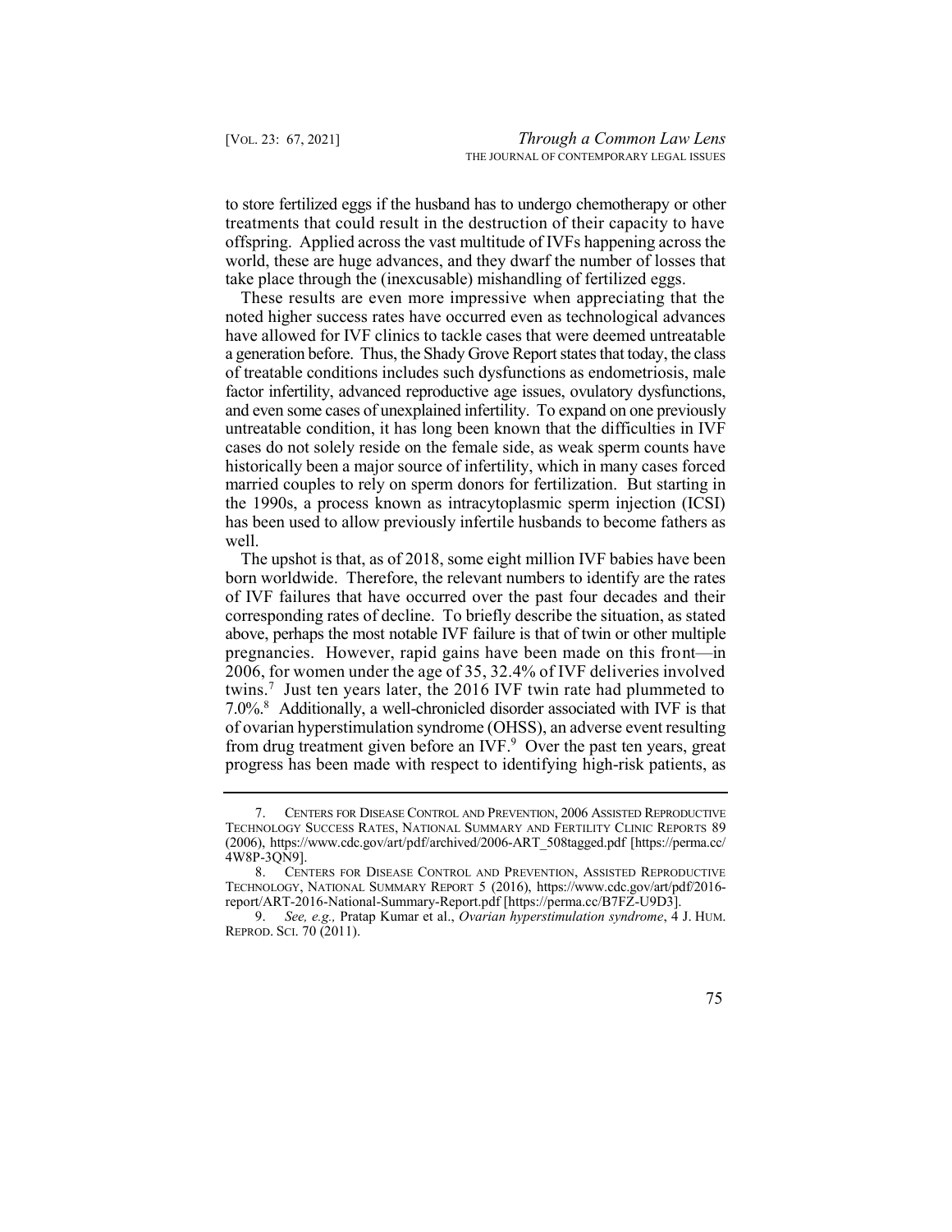to store fertilized eggs if the husband has to undergo chemotherapy or other treatments that could result in the destruction of their capacity to have offspring. Applied across the vast multitude of IVFs happening across the world, these are huge advances, and they dwarf the number of losses that take place through the (inexcusable) mishandling of fertilized eggs.

These results are even more impressive when appreciating that the noted higher success rates have occurred even as technological advances have allowed for IVF clinics to tackle cases that were deemed untreatable a generation before. Thus, the Shady Grove Report states that today, the class of treatable conditions includes such dysfunctions as endometriosis, male factor infertility, advanced reproductive age issues, ovulatory dysfunctions, and even some cases of unexplained infertility. To expand on one previously untreatable condition, it has long been known that the difficulties in IVF cases do not solely reside on the female side, as weak sperm counts have historically been a major source of infertility, which in many cases forced married couples to rely on sperm donors for fertilization. But starting in the 1990s, a process known as intracytoplasmic sperm injection (ICSI) has been used to allow previously infertile husbands to become fathers as well.

The upshot is that, as of 2018, some eight million IVF babies have been born worldwide. Therefore, the relevant numbers to identify are the rates of IVF failures that have occurred over the past four decades and their corresponding rates of decline. To briefly describe the situation, as stated above, perhaps the most notable IVF failure is that of twin or other multiple pregnancies. However, rapid gains have been made on this front—in 2006, for women under the age of 35, 32.4% of IVF deliveries involved twins.[7] Just ten years later, the 2016 IVF twin rate had plummeted to 7.0%.[8] Additionally, a well-chronicled disorder associated with IVF is that of ovarian hyperstimulation syndrome (OHSS), an adverse event resulting from drug treatment given before an IVF.[9] Over the past ten years, great progress has been made with respect to identifying high-risk patients, as

---

7. CENTERS FOR DISEASE CONTROL AND PREVENTION, 2006 ASSISTED REPRODUCTIVE TECHNOLOGY SUCCESS RATES, NATIONAL SUMMARY AND FERTILITY CLINIC REPORTS 89 (2006), https://www.cdc.gov/art/pdf/archived/2006-ART_508tagged.pdf [https://perma.cc/4W8P-3QN9].

8. CENTERS FOR DISEASE CONTROL AND PREVENTION, ASSISTED REPRODUCTIVE TECHNOLOGY, NATIONAL SUMMARY REPORT 5 (2016), https://www.cdc.gov/art/pdf/2016-report/ART-2016-National-Summary-Report.pdf [https://perma.cc/B7FZ-U9D3].

9. *See, e.g.,* Pratap Kumar et al., *Ovarian hyperstimulation syndrome*, 4 J. HUM. REPROD. SCI. 70 (2011).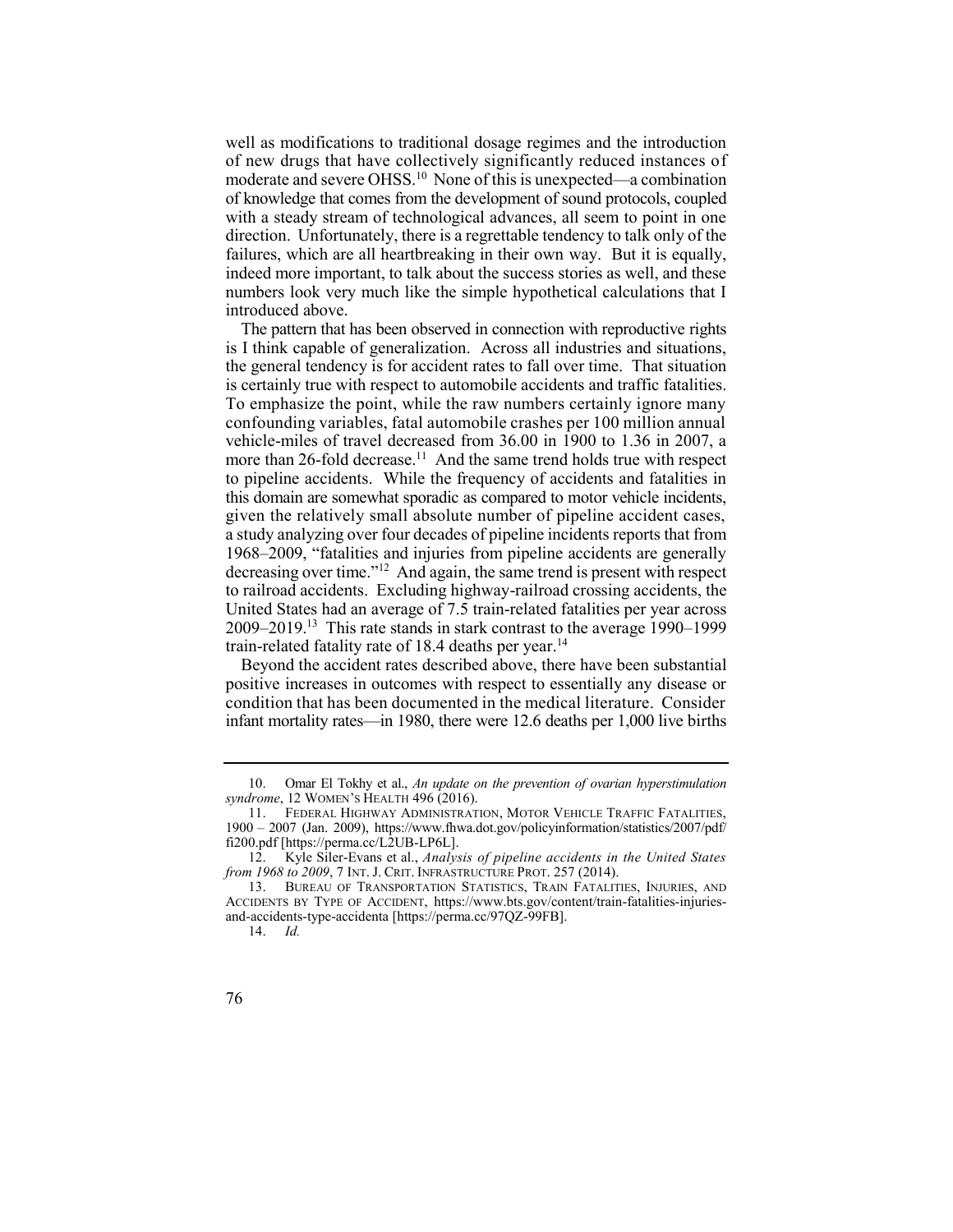well as modifications to traditional dosage regimes and the introduction of new drugs that have collectively significantly reduced instances of moderate and severe OHSS.[10] None of this is unexpected—a combination of knowledge that comes from the development of sound protocols, coupled with a steady stream of technological advances, all seem to point in one direction. Unfortunately, there is a regrettable tendency to talk only of the failures, which are all heartbreaking in their own way. But it is equally, indeed more important, to talk about the success stories as well, and these numbers look very much like the simple hypothetical calculations that I introduced above.

The pattern that has been observed in connection with reproductive rights is I think capable of generalization. Across all industries and situations, the general tendency is for accident rates to fall over time. That situation is certainly true with respect to automobile accidents and traffic fatalities. To emphasize the point, while the raw numbers certainly ignore many confounding variables, fatal automobile crashes per 100 million annual vehicle-miles of travel decreased from 36.00 in 1900 to 1.36 in 2007, a more than 26-fold decrease.[11] And the same trend holds true with respect to pipeline accidents. While the frequency of accidents and fatalities in this domain are somewhat sporadic as compared to motor vehicle incidents, given the relatively small absolute number of pipeline accident cases, a study analyzing over four decades of pipeline incidents reports that from 1968–2009, "fatalities and injuries from pipeline accidents are generally decreasing over time."[12] And again, the same trend is present with respect to railroad accidents. Excluding highway-railroad crossing accidents, the United States had an average of 7.5 train-related fatalities per year across 2009–2019.[13] This rate stands in stark contrast to the average 1990–1999 train-related fatality rate of 18.4 deaths per year.[14]

Beyond the accident rates described above, there have been substantial positive increases in outcomes with respect to essentially any disease or condition that has been documented in the medical literature. Consider infant mortality rates—in 1980, there were 12.6 deaths per 1,000 live births

---

10. Omar El Tokhy et al., *An update on the prevention of ovarian hyperstimulation syndrome*, 12 WOMEN'S HEALTH 496 (2016).

11. FEDERAL HIGHWAY ADMINISTRATION, MOTOR VEHICLE TRAFFIC FATALITIES, 1900 – 2007 (Jan. 2009), https://www.fhwa.dot.gov/policyinformation/statistics/2007/pdf/fi200.pdf [https://perma.cc/L2UB-LP6L].

12. Kyle Siler-Evans et al., *Analysis of pipeline accidents in the United States from 1968 to 2009*, 7 INT. J. CRIT. INFRASTRUCTURE PROT. 257 (2014).

13. BUREAU OF TRANSPORTATION STATISTICS, TRAIN FATALITIES, INJURIES, AND ACCIDENTS BY TYPE OF ACCIDENT, https://www.bts.gov/content/train-fatalities-injuries-and-accidents-type-accidenta [https://perma.cc/97QZ-99FB].

14. *Id.*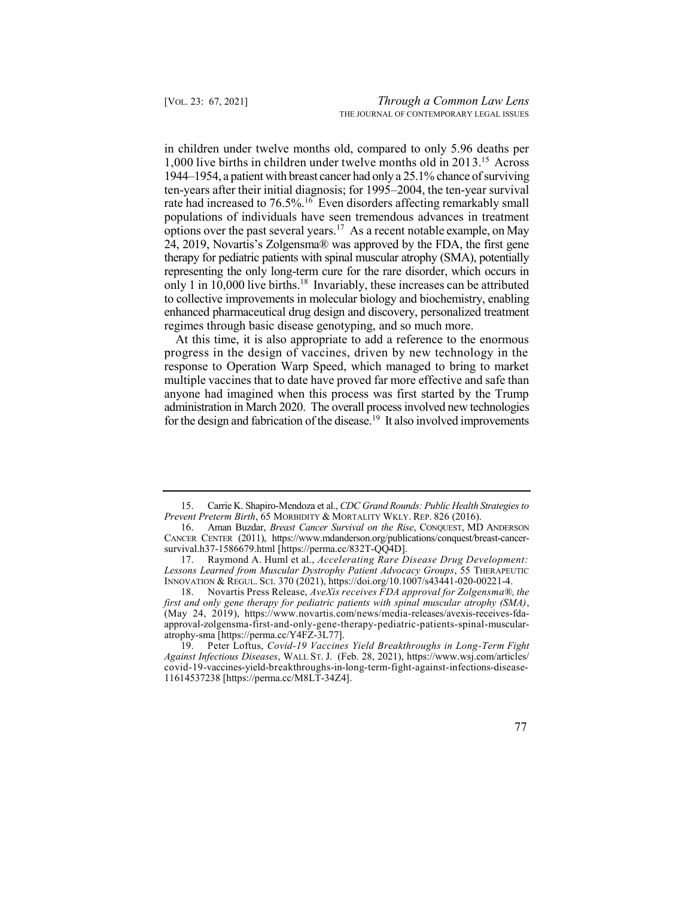in children under twelve months old, compared to only 5.96 deaths per 1,000 live births in children under twelve months old in 2013.[15] Across 1944–1954, a patient with breast cancer had only a 25.1% chance of surviving ten-years after their initial diagnosis; for 1995–2004, the ten-year survival rate had increased to 76.5%.[16] Even disorders affecting remarkably small populations of individuals have seen tremendous advances in treatment options over the past several years.[17] As a recent notable example, on May 24, 2019, Novartis's Zolgensma® was approved by the FDA, the first gene therapy for pediatric patients with spinal muscular atrophy (SMA), potentially representing the only long-term cure for the rare disorder, which occurs in only 1 in 10,000 live births.[18] Invariably, these increases can be attributed to collective improvements in molecular biology and biochemistry, enabling enhanced pharmaceutical drug design and discovery, personalized treatment regimes through basic disease genotyping, and so much more.

At this time, it is also appropriate to add a reference to the enormous progress in the design of vaccines, driven by new technology in the response to Operation Warp Speed, which managed to bring to market multiple vaccines that to date have proved far more effective and safe than anyone had imagined when this process was first started by the Trump administration in March 2020. The overall process involved new technologies for the design and fabrication of the disease.[19] It also involved improvements

---

15. Carrie K. Shapiro-Mendoza et al., *CDC Grand Rounds: Public Health Strategies to Prevent Preterm Birth*, 65 MORBIDITY & MORTALITY WKLY. REP. 826 (2016).

16. Aman Buzdar, *Breast Cancer Survival on the Rise*, CONQUEST, MD ANDERSON CANCER CENTER (2011), https://www.mdanderson.org/publications/conquest/breast-cancer-survival.h37-1586679.html [https://perma.cc/832T-QQ4D].

17. Raymond A. Huml et al., *Accelerating Rare Disease Drug Development: Lessons Learned from Muscular Dystrophy Patient Advocacy Groups*, 55 THERAPEUTIC INNOVATION & REGUL. SCI. 370 (2021), https://doi.org/10.1007/s43441-020-00221-4.

18. Novartis Press Release, *AveXis receives FDA approval for Zolgensma®, the first and only gene therapy for pediatric patients with spinal muscular atrophy (SMA)*, (May 24, 2019), https://www.novartis.com/news/media-releases/avexis-receives-fda-approval-zolgensma-first-and-only-gene-therapy-pediatric-patients-spinal-muscular-atrophy-sma [https://perma.cc/Y4FZ-3L77].

19. Peter Loftus, *Covid-19 Vaccines Yield Breakthroughs in Long-Term Fight Against Infectious Diseases*, WALL ST. J. (Feb. 28, 2021), https://www.wsj.com/articles/covid-19-vaccines-yield-breakthroughs-in-long-term-fight-against-infections-disease-11614537238 [https://perma.cc/M8LT-34Z4].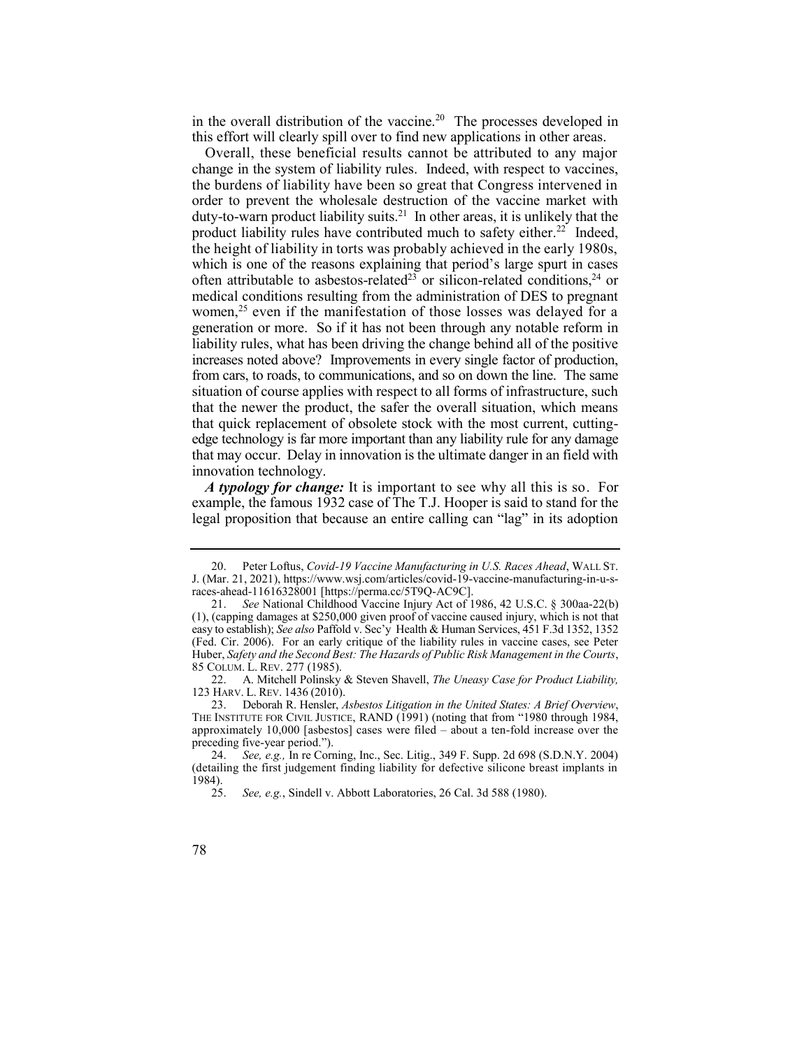in the overall distribution of the vaccine.[20] The processes developed in this effort will clearly spill over to find new applications in other areas.

Overall, these beneficial results cannot be attributed to any major change in the system of liability rules. Indeed, with respect to vaccines, the burdens of liability have been so great that Congress intervened in order to prevent the wholesale destruction of the vaccine market with duty-to-warn product liability suits.[21] In other areas, it is unlikely that the product liability rules have contributed much to safety either.[22] Indeed, the height of liability in torts was probably achieved in the early 1980s, which is one of the reasons explaining that period's large spurt in cases often attributable to asbestos-related[23] or silicon-related conditions,[24] or medical conditions resulting from the administration of DES to pregnant women,[25] even if the manifestation of those losses was delayed for a generation or more. So if it has not been through any notable reform in liability rules, what has been driving the change behind all of the positive increases noted above? Improvements in every single factor of production, from cars, to roads, to communications, and so on down the line. The same situation of course applies with respect to all forms of infrastructure, such that the newer the product, the safer the overall situation, which means that quick replacement of obsolete stock with the most current, cutting-edge technology is far more important than any liability rule for any damage that may occur. Delay in innovation is the ultimate danger in an field with innovation technology.

***A typology for change:*** It is important to see why all this is so. For example, the famous 1932 case of The T.J. Hooper is said to stand for the legal proposition that because an entire calling can "lag" in its adoption

---

20. Peter Loftus, *Covid-19 Vaccine Manufacturing in U.S. Races Ahead*, WALL ST. J. (Mar. 21, 2021), https://www.wsj.com/articles/covid-19-vaccine-manufacturing-in-u-s-races-ahead-11616328001 [https://perma.cc/5T9Q-AC9C].

21. *See* National Childhood Vaccine Injury Act of 1986, 42 U.S.C. § 300aa-22(b) (1), (capping damages at $250,000 given proof of vaccine caused injury, which is not that easy to establish); *See also* Paffold v. Sec'y Health & Human Services, 451 F.3d 1352, 1352 (Fed. Cir. 2006). For an early critique of the liability rules in vaccine cases, see Peter Huber, *Safety and the Second Best: The Hazards of Public Risk Management in the Courts*, 85 COLUM. L. REV. 277 (1985).

22. A. Mitchell Polinsky & Steven Shavell, *The Uneasy Case for Product Liability,* 123 HARV. L. REV. 1436 (2010).

23. Deborah R. Hensler, *Asbestos Litigation in the United States: A Brief Overview*, THE INSTITUTE FOR CIVIL JUSTICE, RAND (1991) (noting that from "1980 through 1984, approximately 10,000 [asbestos] cases were filed – about a ten-fold increase over the preceding five-year period.").

24. *See, e.g.,* In re Corning, Inc., Sec. Litig., 349 F. Supp. 2d 698 (S.D.N.Y. 2004) (detailing the first judgement finding liability for defective silicone breast implants in 1984).

25. *See, e.g.*, Sindell v. Abbott Laboratories, 26 Cal. 3d 588 (1980).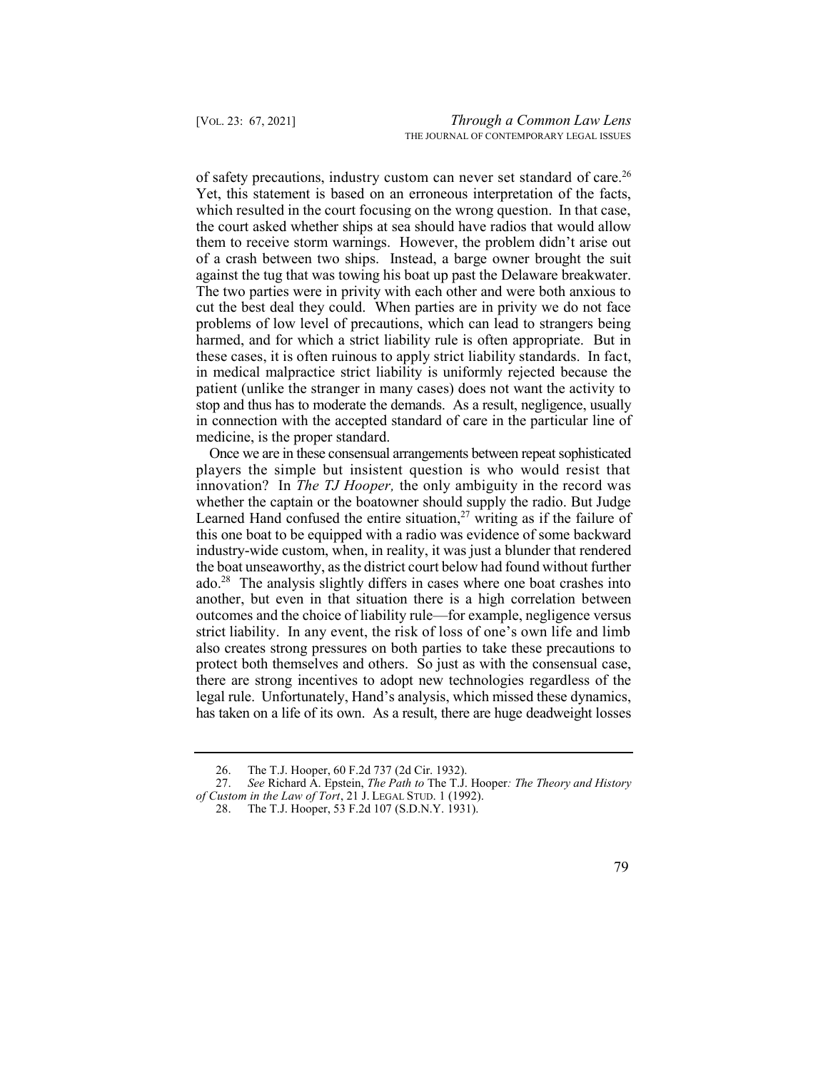of safety precautions, industry custom can never set standard of care.[26] Yet, this statement is based on an erroneous interpretation of the facts, which resulted in the court focusing on the wrong question. In that case, the court asked whether ships at sea should have radios that would allow them to receive storm warnings. However, the problem didn't arise out of a crash between two ships. Instead, a barge owner brought the suit against the tug that was towing his boat up past the Delaware breakwater. The two parties were in privity with each other and were both anxious to cut the best deal they could. When parties are in privity we do not face problems of low level of precautions, which can lead to strangers being harmed, and for which a strict liability rule is often appropriate. But in these cases, it is often ruinous to apply strict liability standards. In fact, in medical malpractice strict liability is uniformly rejected because the patient (unlike the stranger in many cases) does not want the activity to stop and thus has to moderate the demands. As a result, negligence, usually in connection with the accepted standard of care in the particular line of medicine, is the proper standard.

Once we are in these consensual arrangements between repeat sophisticated players the simple but insistent question is who would resist that innovation? In *The TJ Hooper,* the only ambiguity in the record was whether the captain or the boatowner should supply the radio. But Judge Learned Hand confused the entire situation,[27] writing as if the failure of this one boat to be equipped with a radio was evidence of some backward industry-wide custom, when, in reality, it was just a blunder that rendered the boat unseaworthy, as the district court below had found without further ado.[28] The analysis slightly differs in cases where one boat crashes into another, but even in that situation there is a high correlation between outcomes and the choice of liability rule—for example, negligence versus strict liability. In any event, the risk of loss of one's own life and limb also creates strong pressures on both parties to take these precautions to protect both themselves and others. So just as with the consensual case, there are strong incentives to adopt new technologies regardless of the legal rule. Unfortunately, Hand's analysis, which missed these dynamics, has taken on a life of its own. As a result, there are huge deadweight losses

---

26. The T.J. Hooper, 60 F.2d 737 (2d Cir. 1932).

27. *See* Richard A. Epstein, *The Path to* The T.J. Hooper*: The Theory and History of Custom in the Law of Tort*, 21 J. LEGAL STUD. 1 (1992).

28. The T.J. Hooper, 53 F.2d 107 (S.D.N.Y. 1931).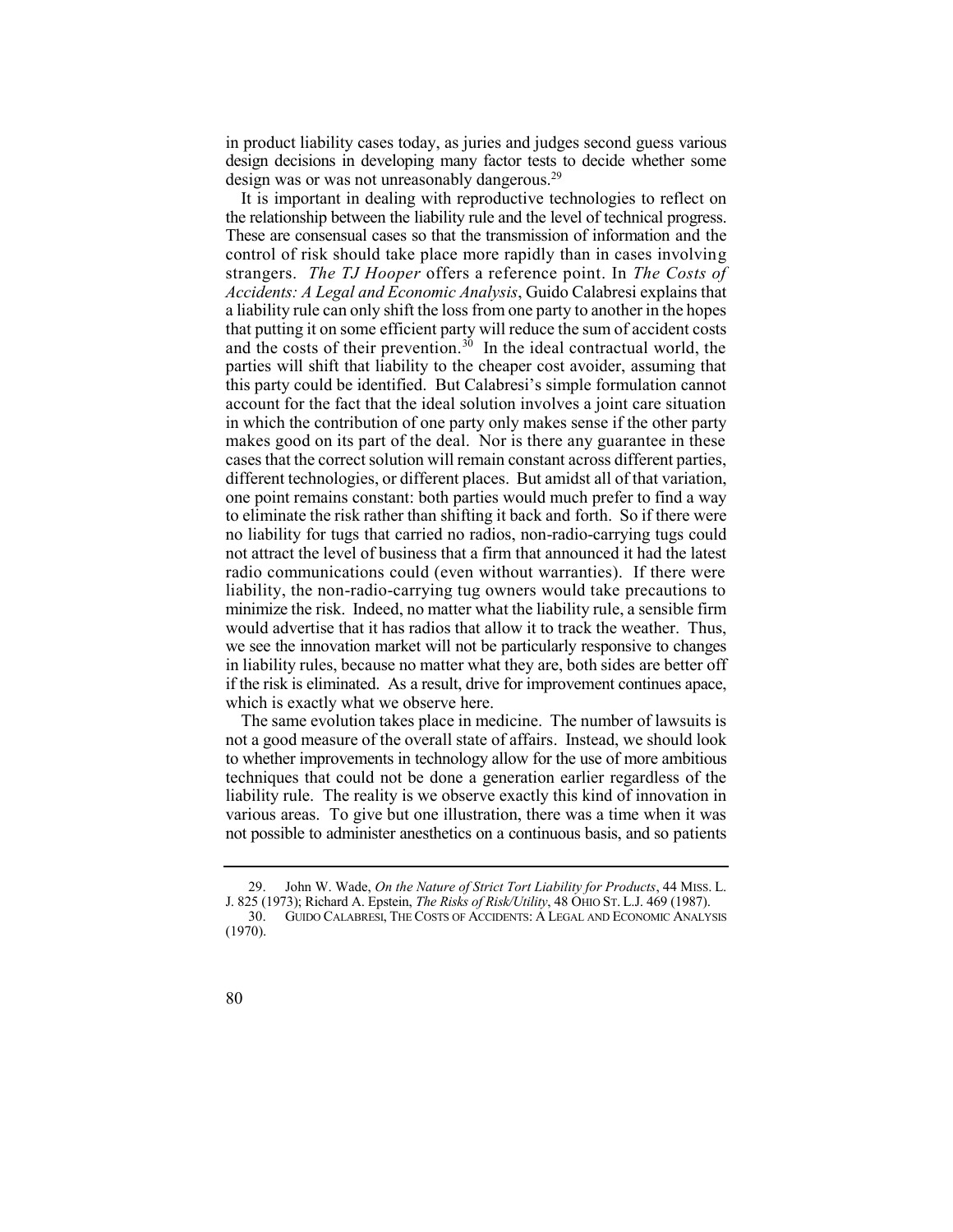in product liability cases today, as juries and judges second guess various design decisions in developing many factor tests to decide whether some design was or was not unreasonably dangerous.[29]

It is important in dealing with reproductive technologies to reflect on the relationship between the liability rule and the level of technical progress. These are consensual cases so that the transmission of information and the control of risk should take place more rapidly than in cases involving strangers. *The TJ Hooper* offers a reference point. In *The Costs of Accidents: A Legal and Economic Analysis*, Guido Calabresi explains that a liability rule can only shift the loss from one party to another in the hopes that putting it on some efficient party will reduce the sum of accident costs and the costs of their prevention.[30] In the ideal contractual world, the parties will shift that liability to the cheaper cost avoider, assuming that this party could be identified. But Calabresi's simple formulation cannot account for the fact that the ideal solution involves a joint care situation in which the contribution of one party only makes sense if the other party makes good on its part of the deal. Nor is there any guarantee in these cases that the correct solution will remain constant across different parties, different technologies, or different places. But amidst all of that variation, one point remains constant: both parties would much prefer to find a way to eliminate the risk rather than shifting it back and forth. So if there were no liability for tugs that carried no radios, non-radio-carrying tugs could not attract the level of business that a firm that announced it had the latest radio communications could (even without warranties). If there were liability, the non-radio-carrying tug owners would take precautions to minimize the risk. Indeed, no matter what the liability rule, a sensible firm would advertise that it has radios that allow it to track the weather. Thus, we see the innovation market will not be particularly responsive to changes in liability rules, because no matter what they are, both sides are better off if the risk is eliminated. As a result, drive for improvement continues apace, which is exactly what we observe here.

The same evolution takes place in medicine. The number of lawsuits is not a good measure of the overall state of affairs. Instead, we should look to whether improvements in technology allow for the use of more ambitious techniques that could not be done a generation earlier regardless of the liability rule. The reality is we observe exactly this kind of innovation in various areas. To give but one illustration, there was a time when it was not possible to administer anesthetics on a continuous basis, and so patients

---

29. John W. Wade, *On the Nature of Strict Tort Liability for Products*, 44 MISS. L. J. 825 (1973); Richard A. Epstein, *The Risks of Risk/Utility*, 48 OHIO ST. L.J. 469 (1987).

30. GUIDO CALABRESI, THE COSTS OF ACCIDENTS: A LEGAL AND ECONOMIC ANALYSIS (1970).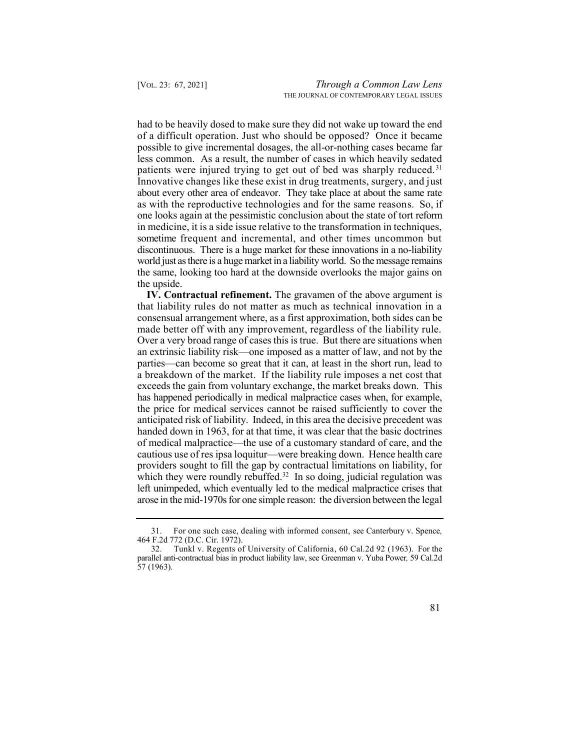had to be heavily dosed to make sure they did not wake up toward the end of a difficult operation. Just who should be opposed? Once it became possible to give incremental dosages, the all-or-nothing cases became far less common. As a result, the number of cases in which heavily sedated patients were injured trying to get out of bed was sharply reduced.[31] Innovative changes like these exist in drug treatments, surgery, and just about every other area of endeavor. They take place at about the same rate as with the reproductive technologies and for the same reasons. So, if one looks again at the pessimistic conclusion about the state of tort reform in medicine, it is a side issue relative to the transformation in techniques, sometime frequent and incremental, and other times uncommon but discontinuous. There is a huge market for these innovations in a no-liability world just as there is a huge market in a liability world. So the message remains the same, looking too hard at the downside overlooks the major gains on the upside.

**IV. Contractual refinement.** The gravamen of the above argument is that liability rules do not matter as much as technical innovation in a consensual arrangement where, as a first approximation, both sides can be made better off with any improvement, regardless of the liability rule. Over a very broad range of cases this is true. But there are situations when an extrinsic liability risk—one imposed as a matter of law, and not by the parties—can become so great that it can, at least in the short run, lead to a breakdown of the market. If the liability rule imposes a net cost that exceeds the gain from voluntary exchange, the market breaks down. This has happened periodically in medical malpractice cases when, for example, the price for medical services cannot be raised sufficiently to cover the anticipated risk of liability. Indeed, in this area the decisive precedent was handed down in 1963, for at that time, it was clear that the basic doctrines of medical malpractice—the use of a customary standard of care, and the cautious use of res ipsa loquitur—were breaking down. Hence health care providers sought to fill the gap by contractual limitations on liability, for which they were roundly rebuffed.[32] In so doing, judicial regulation was left unimpeded, which eventually led to the medical malpractice crises that arose in the mid-1970s for one simple reason: the diversion between the legal

31. For one such case, dealing with informed consent, see Canterbury v. Spence*,* 464 F.2d 772 (D.C. Cir. 1972).

32. Tunkl v. Regents of University of California, 60 Cal.2d 92 (1963). For the parallel anti-contractual bias in product liability law, see Greenman v. Yuba Power*,* 59 Cal.2d 57 (1963).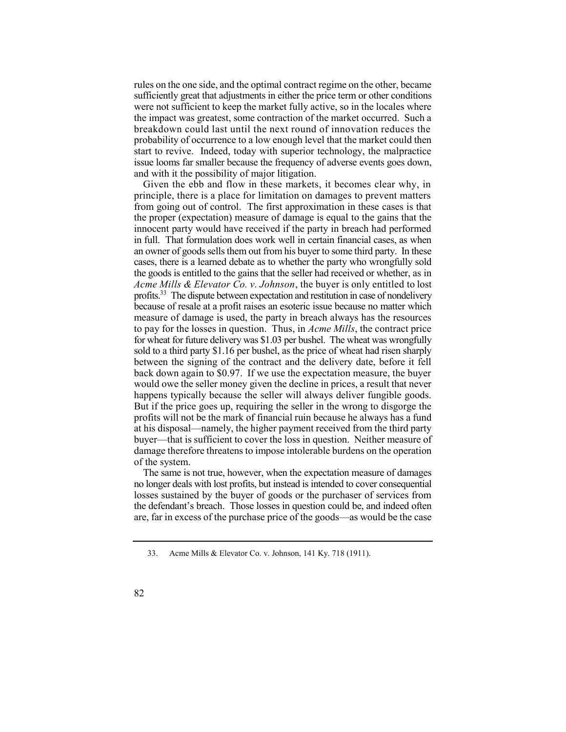rules on the one side, and the optimal contract regime on the other, became sufficiently great that adjustments in either the price term or other conditions were not sufficient to keep the market fully active, so in the locales where the impact was greatest, some contraction of the market occurred. Such a breakdown could last until the next round of innovation reduces the probability of occurrence to a low enough level that the market could then start to revive. Indeed, today with superior technology, the malpractice issue looms far smaller because the frequency of adverse events goes down, and with it the possibility of major litigation.

Given the ebb and flow in these markets, it becomes clear why, in principle, there is a place for limitation on damages to prevent matters from going out of control. The first approximation in these cases is that the proper (expectation) measure of damage is equal to the gains that the innocent party would have received if the party in breach had performed in full. That formulation does work well in certain financial cases, as when an owner of goods sells them out from his buyer to some third party. In these cases, there is a learned debate as to whether the party who wrongfully sold the goods is entitled to the gains that the seller had received or whether, as in *Acme Mills & Elevator Co. v. Johnson*, the buyer is only entitled to lost profits.[33] The dispute between expectation and restitution in case of nondelivery because of resale at a profit raises an esoteric issue because no matter which measure of damage is used, the party in breach always has the resources to pay for the losses in question. Thus, in *Acme Mills*, the contract price for wheat for future delivery was $1.03 per bushel. The wheat was wrongfully sold to a third party $1.16 per bushel, as the price of wheat had risen sharply between the signing of the contract and the delivery date, before it fell back down again to $0.97. If we use the expectation measure, the buyer would owe the seller money given the decline in prices, a result that never happens typically because the seller will always deliver fungible goods. But if the price goes up, requiring the seller in the wrong to disgorge the profits will not be the mark of financial ruin because he always has a fund at his disposal—namely, the higher payment received from the third party buyer—that is sufficient to cover the loss in question. Neither measure of damage therefore threatens to impose intolerable burdens on the operation of the system.

The same is not true, however, when the expectation measure of damages no longer deals with lost profits, but instead is intended to cover consequential losses sustained by the buyer of goods or the purchaser of services from the defendant's breach. Those losses in question could be, and indeed often are, far in excess of the purchase price of the goods—as would be the case

---

33. Acme Mills & Elevator Co. v. Johnson, 141 Ky. 718 (1911).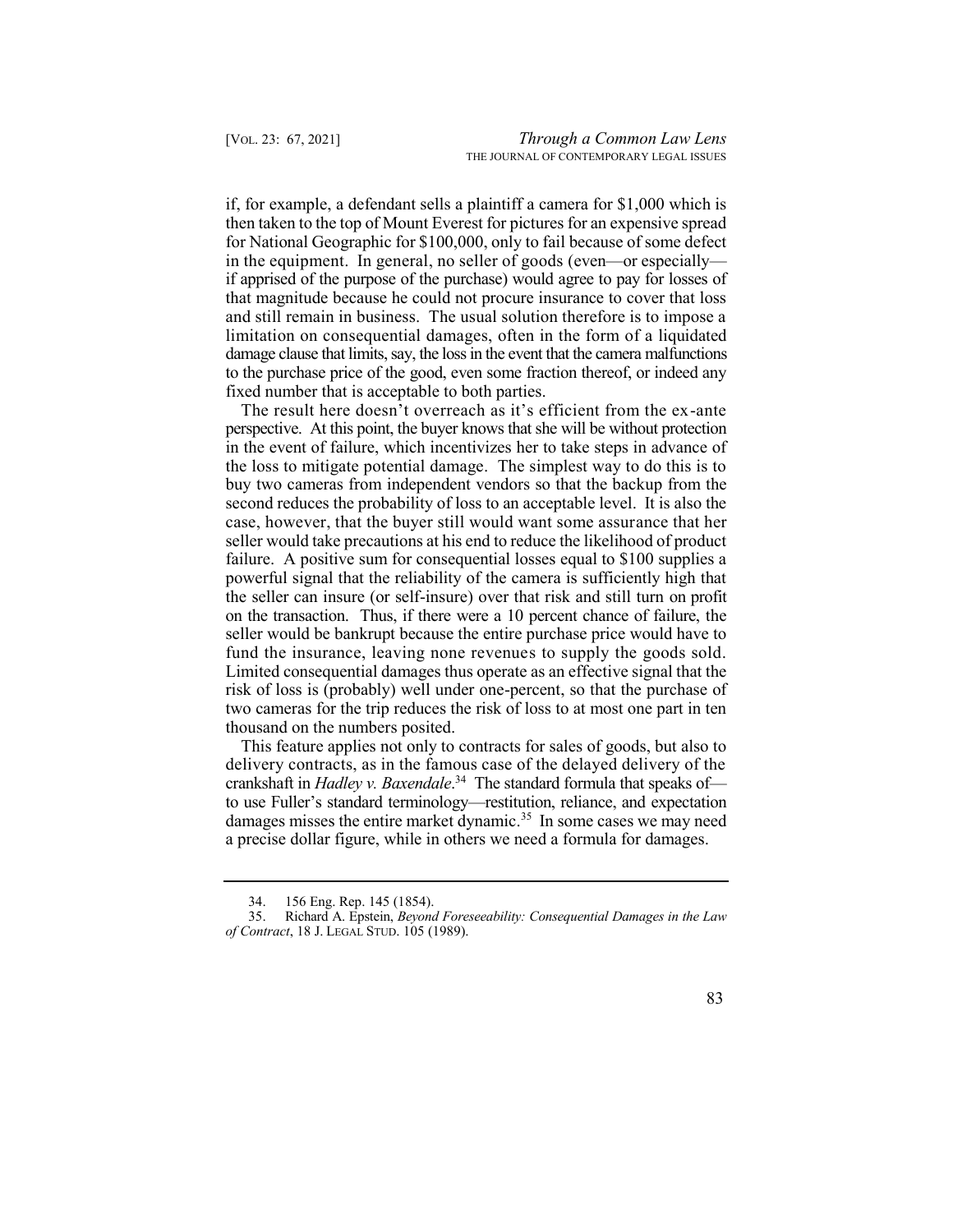if, for example, a defendant sells a plaintiff a camera for $1,000 which is then taken to the top of Mount Everest for pictures for an expensive spread for National Geographic for $100,000, only to fail because of some defect in the equipment. In general, no seller of goods (even—or especially—if apprised of the purpose of the purchase) would agree to pay for losses of that magnitude because he could not procure insurance to cover that loss and still remain in business. The usual solution therefore is to impose a limitation on consequential damages, often in the form of a liquidated damage clause that limits, say, the loss in the event that the camera malfunctions to the purchase price of the good, even some fraction thereof, or indeed any fixed number that is acceptable to both parties.

The result here doesn't overreach as it's efficient from the ex-ante perspective. At this point, the buyer knows that she will be without protection in the event of failure, which incentivizes her to take steps in advance of the loss to mitigate potential damage. The simplest way to do this is to buy two cameras from independent vendors so that the backup from the second reduces the probability of loss to an acceptable level. It is also the case, however, that the buyer still would want some assurance that her seller would take precautions at his end to reduce the likelihood of product failure. A positive sum for consequential losses equal to $100 supplies a powerful signal that the reliability of the camera is sufficiently high that the seller can insure (or self-insure) over that risk and still turn on profit on the transaction. Thus, if there were a 10 percent chance of failure, the seller would be bankrupt because the entire purchase price would have to fund the insurance, leaving none revenues to supply the goods sold. Limited consequential damages thus operate as an effective signal that the risk of loss is (probably) well under one-percent, so that the purchase of two cameras for the trip reduces the risk of loss to at most one part in ten thousand on the numbers posited.

This feature applies not only to contracts for sales of goods, but also to delivery contracts, as in the famous case of the delayed delivery of the crankshaft in *Hadley v. Baxendale*.[34] The standard formula that speaks of—to use Fuller's standard terminology—restitution, reliance, and expectation damages misses the entire market dynamic.[35] In some cases we may need a precise dollar figure, while in others we need a formula for damages.

---

34. 156 Eng. Rep. 145 (1854).

35. Richard A. Epstein, *Beyond Foreseeability: Consequential Damages in the Law of Contract*, 18 J. LEGAL STUD. 105 (1989).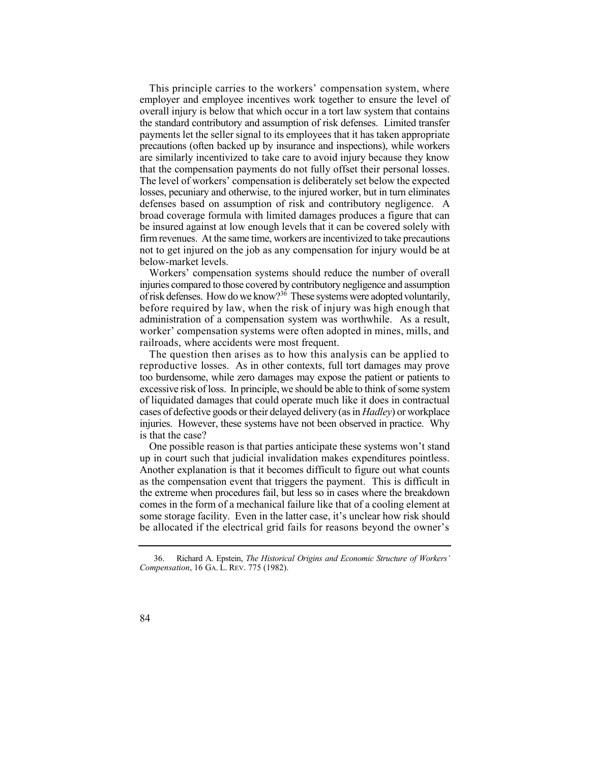This principle carries to the workers' compensation system, where employer and employee incentives work together to ensure the level of overall injury is below that which occur in a tort law system that contains the standard contributory and assumption of risk defenses. Limited transfer payments let the seller signal to its employees that it has taken appropriate precautions (often backed up by insurance and inspections), while workers are similarly incentivized to take care to avoid injury because they know that the compensation payments do not fully offset their personal losses. The level of workers' compensation is deliberately set below the expected losses, pecuniary and otherwise, to the injured worker, but in turn eliminates defenses based on assumption of risk and contributory negligence. A broad coverage formula with limited damages produces a figure that can be insured against at low enough levels that it can be covered solely with firm revenues. At the same time, workers are incentivized to take precautions not to get injured on the job as any compensation for injury would be at below-market levels.

Workers' compensation systems should reduce the number of overall injuries compared to those covered by contributory negligence and assumption of risk defenses. How do we know?[36] These systems were adopted voluntarily, before required by law, when the risk of injury was high enough that administration of a compensation system was worthwhile. As a result, worker' compensation systems were often adopted in mines, mills, and railroads, where accidents were most frequent.

The question then arises as to how this analysis can be applied to reproductive losses. As in other contexts, full tort damages may prove too burdensome, while zero damages may expose the patient or patients to excessive risk of loss. In principle, we should be able to think of some system of liquidated damages that could operate much like it does in contractual cases of defective goods or their delayed delivery (as in *Hadley*) or workplace injuries. However, these systems have not been observed in practice. Why is that the case?

One possible reason is that parties anticipate these systems won't stand up in court such that judicial invalidation makes expenditures pointless. Another explanation is that it becomes difficult to figure out what counts as the compensation event that triggers the payment. This is difficult in the extreme when procedures fail, but less so in cases where the breakdown comes in the form of a mechanical failure like that of a cooling element at some storage facility. Even in the latter case, it's unclear how risk should be allocated if the electrical grid fails for reasons beyond the owner's

---

36. Richard A. Epstein, *The Historical Origins and Economic Structure of Workers' Compensation*, 16 GA. L. REV. 775 (1982).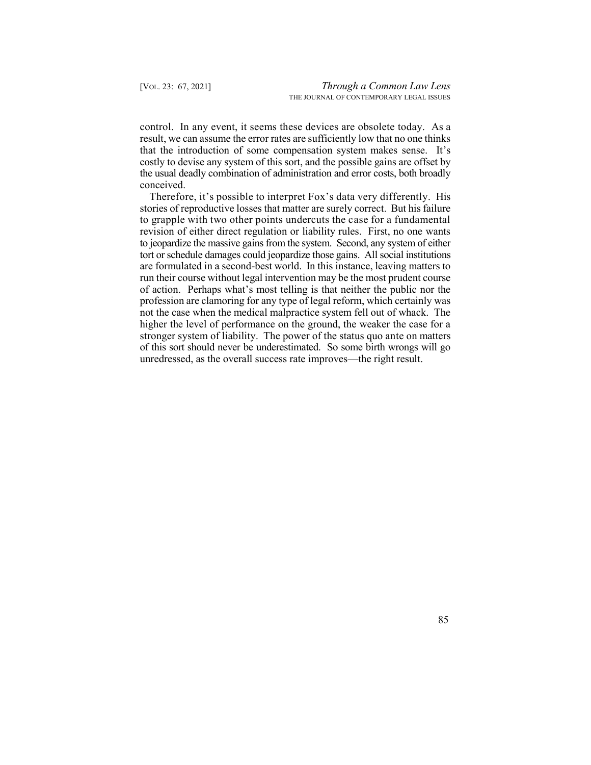control. In any event, it seems these devices are obsolete today. As a result, we can assume the error rates are sufficiently low that no one thinks that the introduction of some compensation system makes sense. It's costly to devise any system of this sort, and the possible gains are offset by the usual deadly combination of administration and error costs, both broadly conceived.

Therefore, it's possible to interpret Fox's data very differently. His stories of reproductive losses that matter are surely correct. But his failure to grapple with two other points undercuts the case for a fundamental revision of either direct regulation or liability rules. First, no one wants to jeopardize the massive gains from the system. Second, any system of either tort or schedule damages could jeopardize those gains. All social institutions are formulated in a second-best world. In this instance, leaving matters to run their course without legal intervention may be the most prudent course of action. Perhaps what's most telling is that neither the public nor the profession are clamoring for any type of legal reform, which certainly was not the case when the medical malpractice system fell out of whack. The higher the level of performance on the ground, the weaker the case for a stronger system of liability. The power of the status quo ante on matters of this sort should never be underestimated. So some birth wrongs will go unredressed, as the overall success rate improves—the right result.